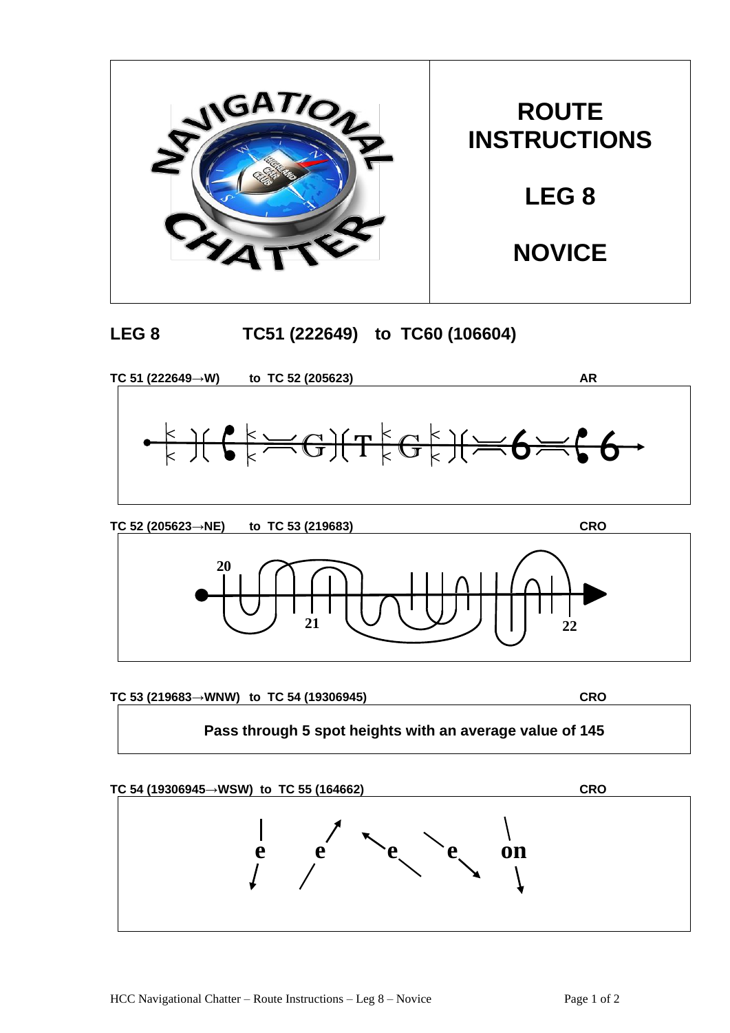# ROUTE INSTRUCTIONS

## LEG 8

## NOVICE

**LEG 8 TC51 (222649) to TC60 (106604)**

**TC 51 (222649→W) to TC 52 (205623) AR**

**TC 52 (205623→NE) to TC 53 (219683) CRO**

20

21

22

**TC 53 (219683→WNW) to TC 54 (19306945) CRO**

**Pass through 5 spot heights with an average value of 145**

**TC 54 (19306945→WSW) to TC 55 (164662) CRO**

e e e e on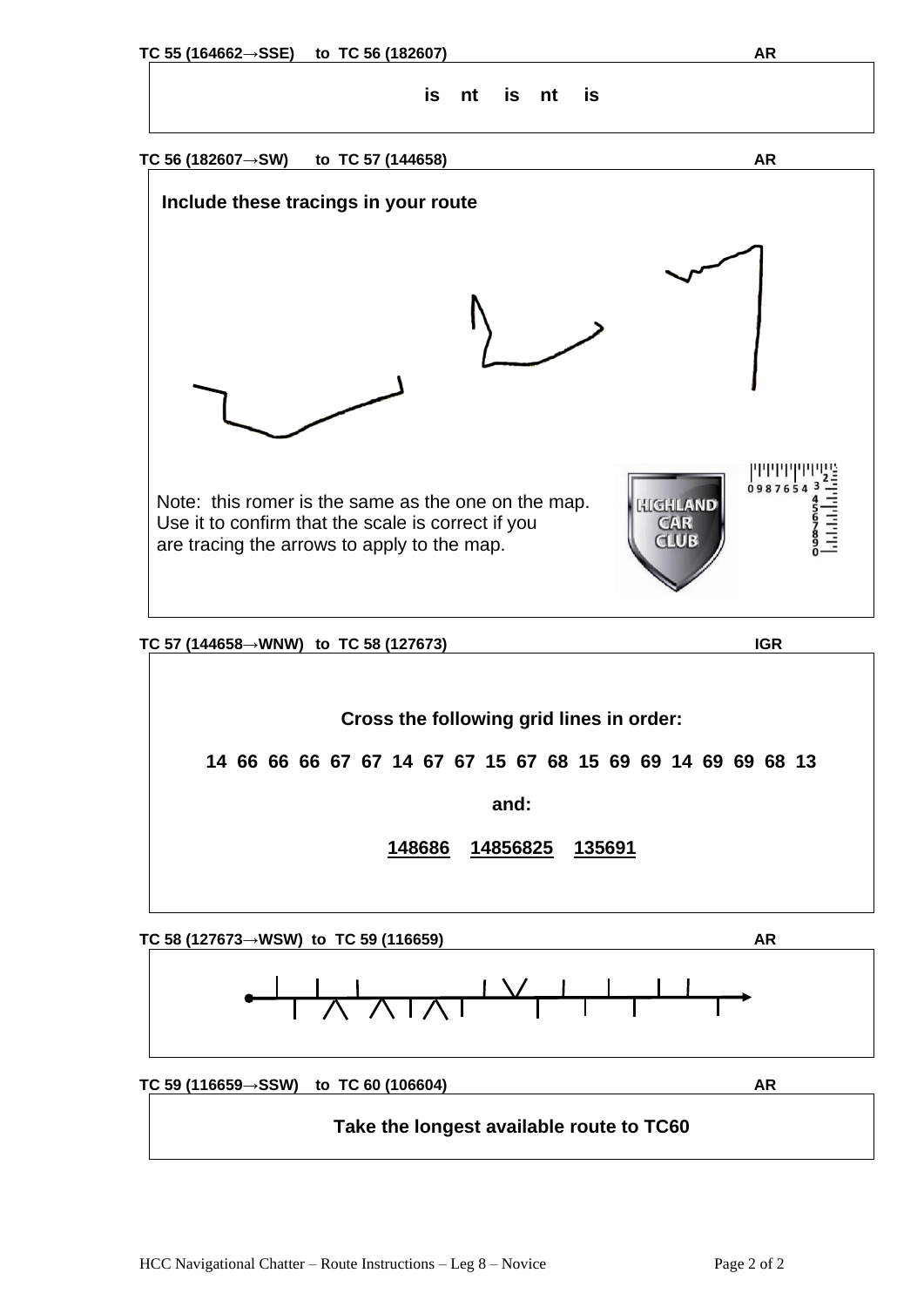**TC 55 (164662→SSE) to TC 56 (182607)** **AR**

**is nt is nt is**

**TC 56 (182607→SW) to TC 57 (144658)** **AR**

**Include these tracings in your route**

Note: this romer is the same as the one on the map. Use it to confirm that the scale is correct if you are tracing the arrows to apply to the map.

HIGHLAND CAR CLUB

**TC 57 (144658→WNW) to TC 58 (127673)** **IGR**

**Cross the following grid lines in order:**

**14 66 66 66 67 67 14 67 67 15 67 68 15 69 69 14 69 69 68 13**

**and:**

**<u>148686</u> <u>14856825</u> <u>135691</u>**

**TC 58 (127673→WSW) to TC 59 (116659)** **AR**

**TC 59 (116659→SSW) to TC 60 (106604)** **AR**

**Take the longest available route to TC60**